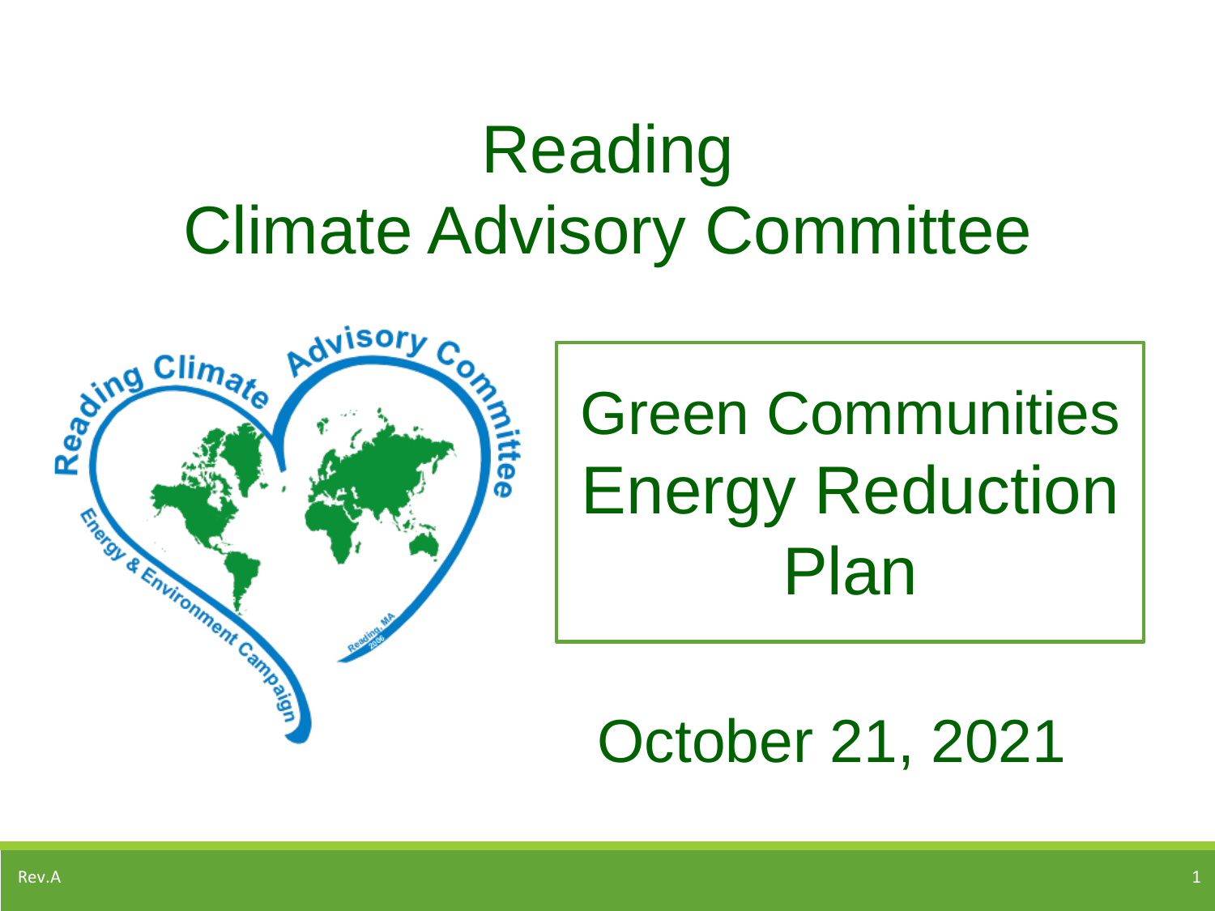# Reading
# Climate Advisory Committee

## Green Communities Energy Reduction Plan

October 21, 2021

Rev.A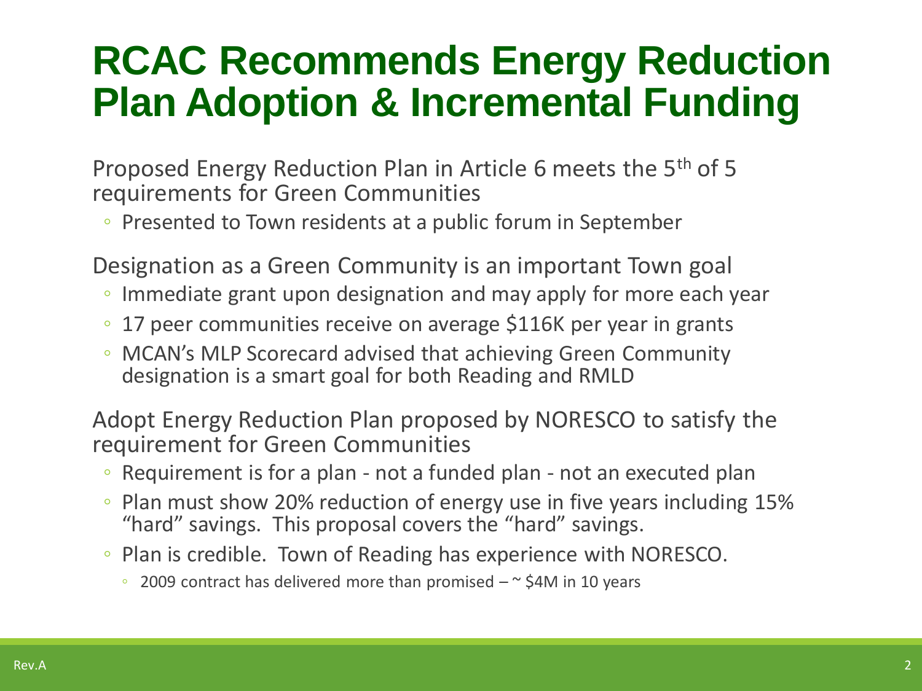# RCAC Recommends Energy Reduction Plan Adoption & Incremental Funding

Proposed Energy Reduction Plan in Article 6 meets the 5th of 5 requirements for Green Communities

- Presented to Town residents at a public forum in September

Designation as a Green Community is an important Town goal

- Immediate grant upon designation and may apply for more each year
- 17 peer communities receive on average $116K per year in grants
- MCAN's MLP Scorecard advised that achieving Green Community designation is a smart goal for both Reading and RMLD

Adopt Energy Reduction Plan proposed by NORESCO to satisfy the requirement for Green Communities

- Requirement is for a plan - not a funded plan - not an executed plan
- Plan must show 20% reduction of energy use in five years including 15% "hard" savings. This proposal covers the "hard" savings.
- Plan is credible. Town of Reading has experience with NORESCO.
  - 2009 contract has delivered more than promised – ~ $4M in 10 years

Rev.A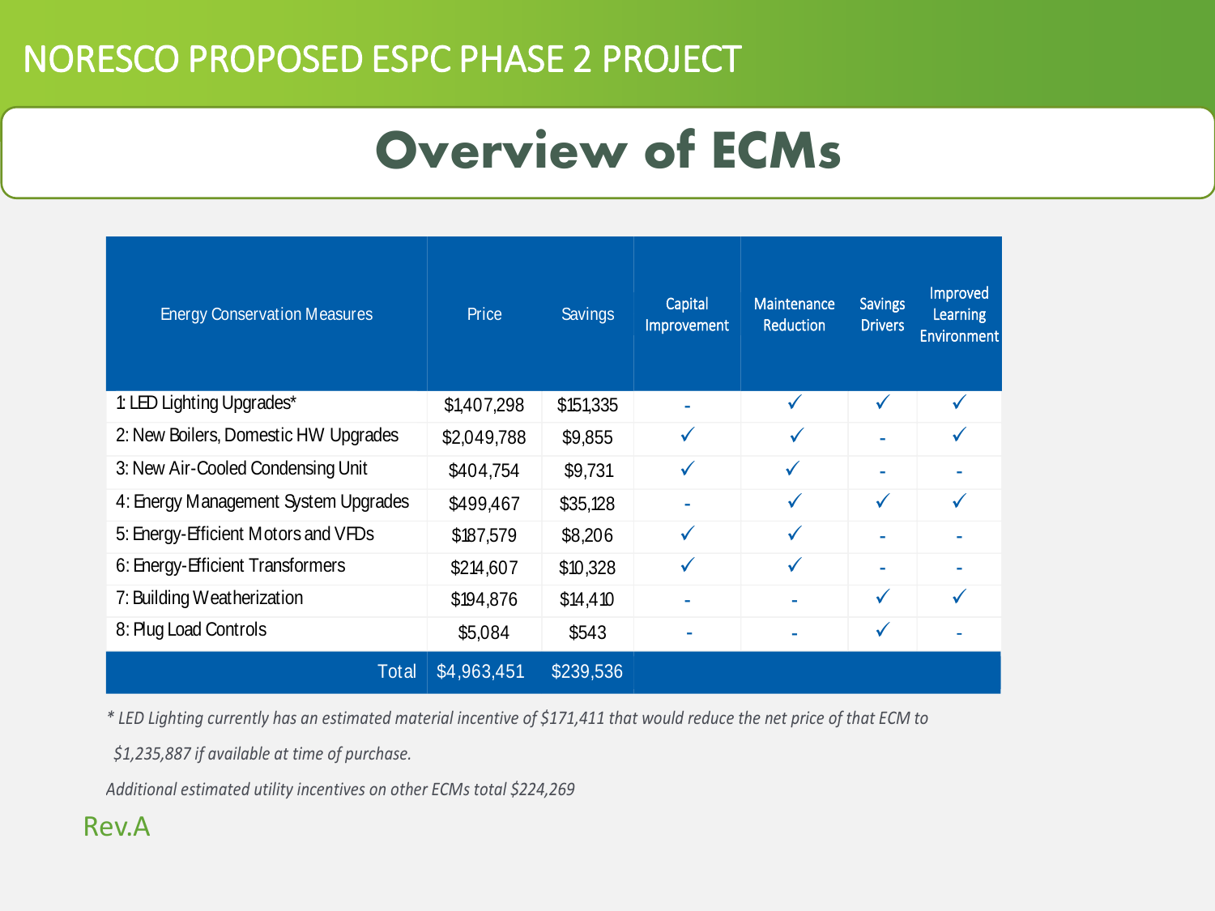# NORESCO PROPOSED ESPC PHASE 2 PROJECT

## Overview of ECMs

| Energy Conservation Measures | Price | Savings | Capital Improvement | Maintenance Reduction | Savings Drivers | Improved Learning Environment |
|---|---|---|---|---|---|---|
| 1: LED Lighting Upgrades* | $1,407,298 | $151,335 | - | ✓ | ✓ | ✓ |
| 2: New Boilers, Domestic HW Upgrades | $2,049,788 | $9,855 | ✓ | ✓ | - | ✓ |
| 3: New Air-Cooled Condensing Unit | $404,754 | $9,731 | ✓ | ✓ | - | - |
| 4: Energy Management System Upgrades | $499,467 | $35,128 | - | ✓ | ✓ | ✓ |
| 5: Energy-Efficient Motors and VFDs | $187,579 | $8,206 | ✓ | ✓ | - | - |
| 6: Energy-Efficient Transformers | $214,607 | $10,328 | ✓ | ✓ | - | - |
| 7: Building Weatherization | $194,876 | $14,410 | - | - | ✓ | ✓ |
| 8: Plug Load Controls | $5,084 | $543 | - | - | ✓ | - |
| Total | $4,963,451 | $239,536 | | | | |

*\* LED Lighting currently has an estimated material incentive of $171,411 that would reduce the net price of that ECM to $1,235,887 if available at time of purchase.*

*Additional estimated utility incentives on other ECMs total $224,269*

Rev.A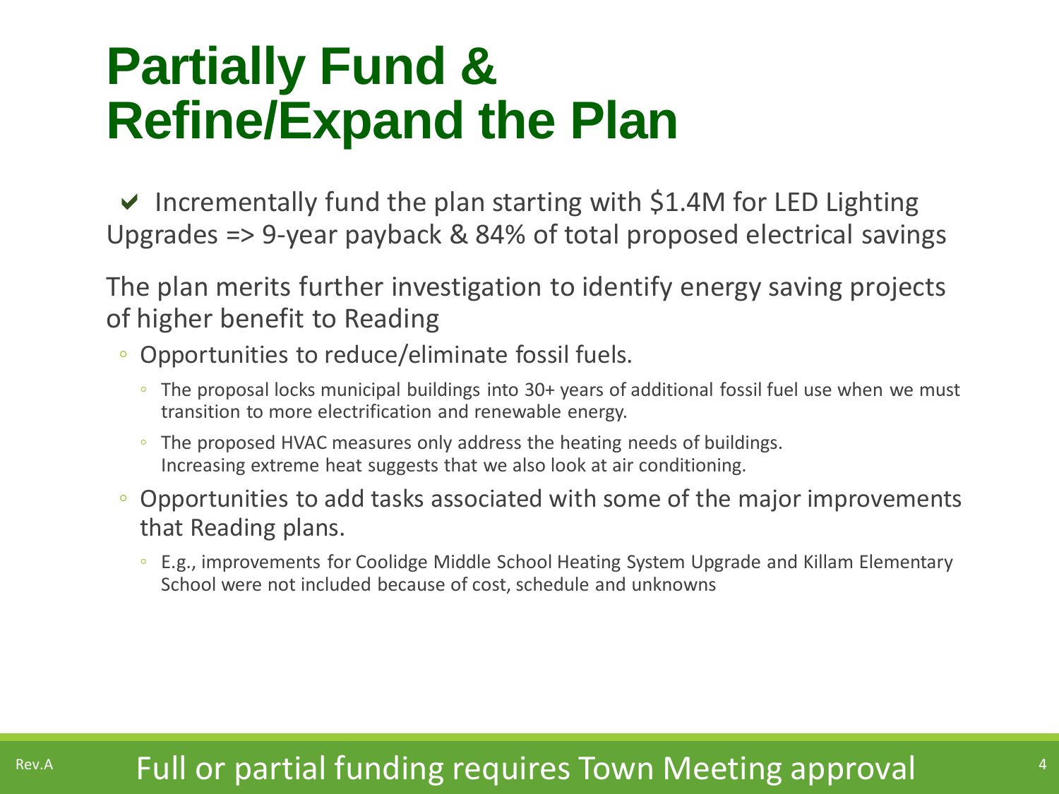# Partially Fund & Refine/Expand the Plan

✔ Incrementally fund the plan starting with $1.4M for LED Lighting Upgrades => 9-year payback & 84% of total proposed electrical savings

The plan merits further investigation to identify energy saving projects of higher benefit to Reading

- Opportunities to reduce/eliminate fossil fuels.
  - The proposal locks municipal buildings into 30+ years of additional fossil fuel use when we must transition to more electrification and renewable energy.
  - The proposed HVAC measures only address the heating needs of buildings. Increasing extreme heat suggests that we also look at air conditioning.
- Opportunities to add tasks associated with some of the major improvements that Reading plans.
  - E.g., improvements for Coolidge Middle School Heating System Upgrade and Killam Elementary School were not included because of cost, schedule and unknowns

Rev.A

Full or partial funding requires Town Meeting approval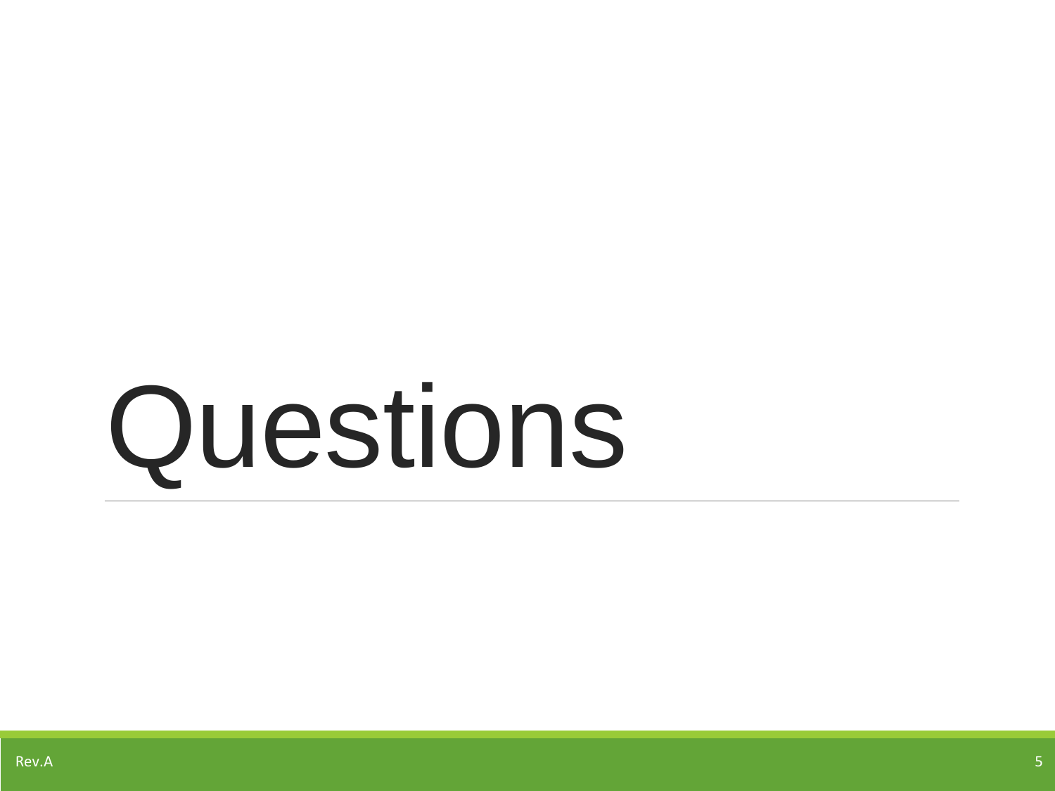# Questions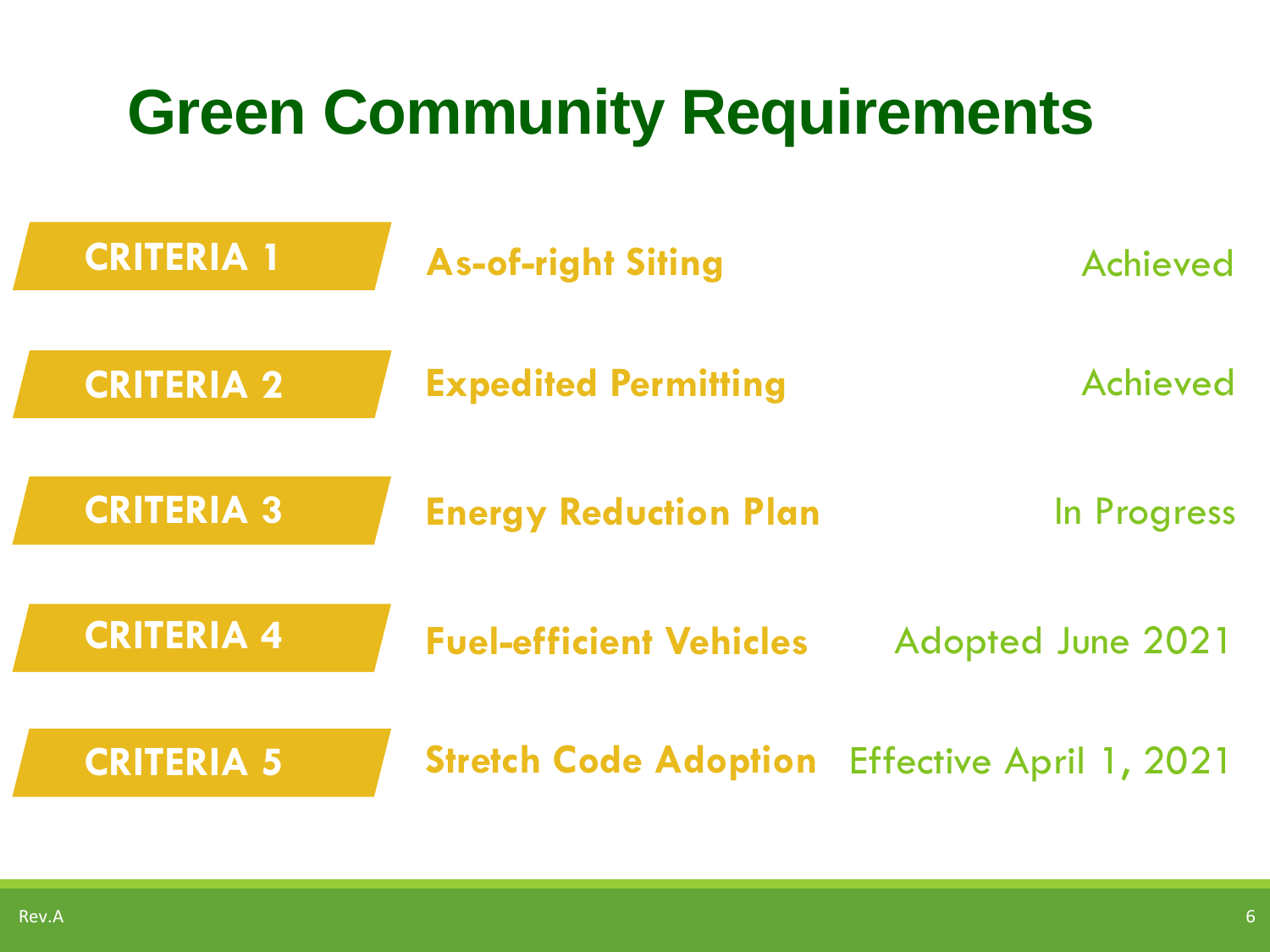# Green Community Requirements

| Criteria | Requirement | Status |
| --- | --- | --- |
| CRITERIA 1 | As-of-right Siting | Achieved |
| CRITERIA 2 | Expedited Permitting | Achieved |
| CRITERIA 3 | Energy Reduction Plan | In Progress |
| CRITERIA 4 | Fuel-efficient Vehicles | Adopted June 2021 |
| CRITERIA 5 | Stretch Code Adoption | Effective April 1, 2021 |

Rev.A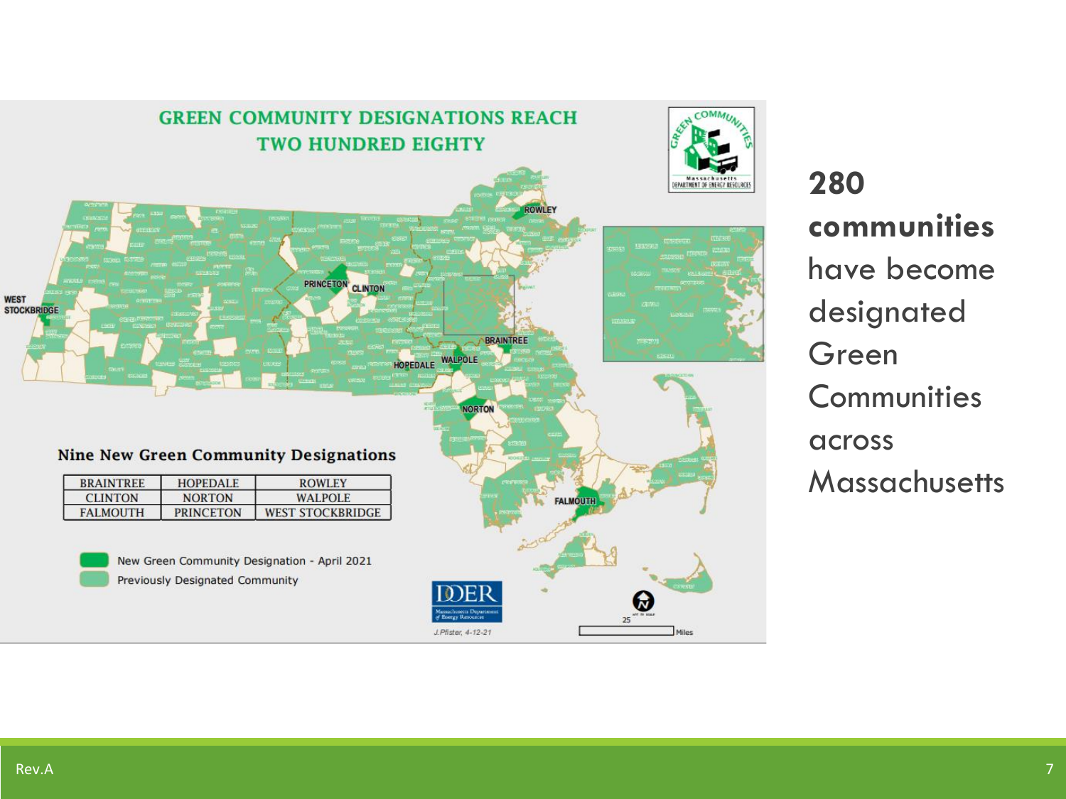## GREEN COMMUNITY DESIGNATIONS REACH TWO HUNDRED EIGHTY

### Nine New Green Community Designations

| BRAINTREE | HOPEDALE | ROWLEY |
|---|---|---|
| CLINTON | NORTON | WALPOLE |
| FALMOUTH | PRINCETON | WEST STOCKBRIDGE |

New Green Community Designation - April 2021

Previously Designated Community

J.Pfister, 4-12-21

**280 communities** have become designated Green Communities across Massachusetts

Rev.A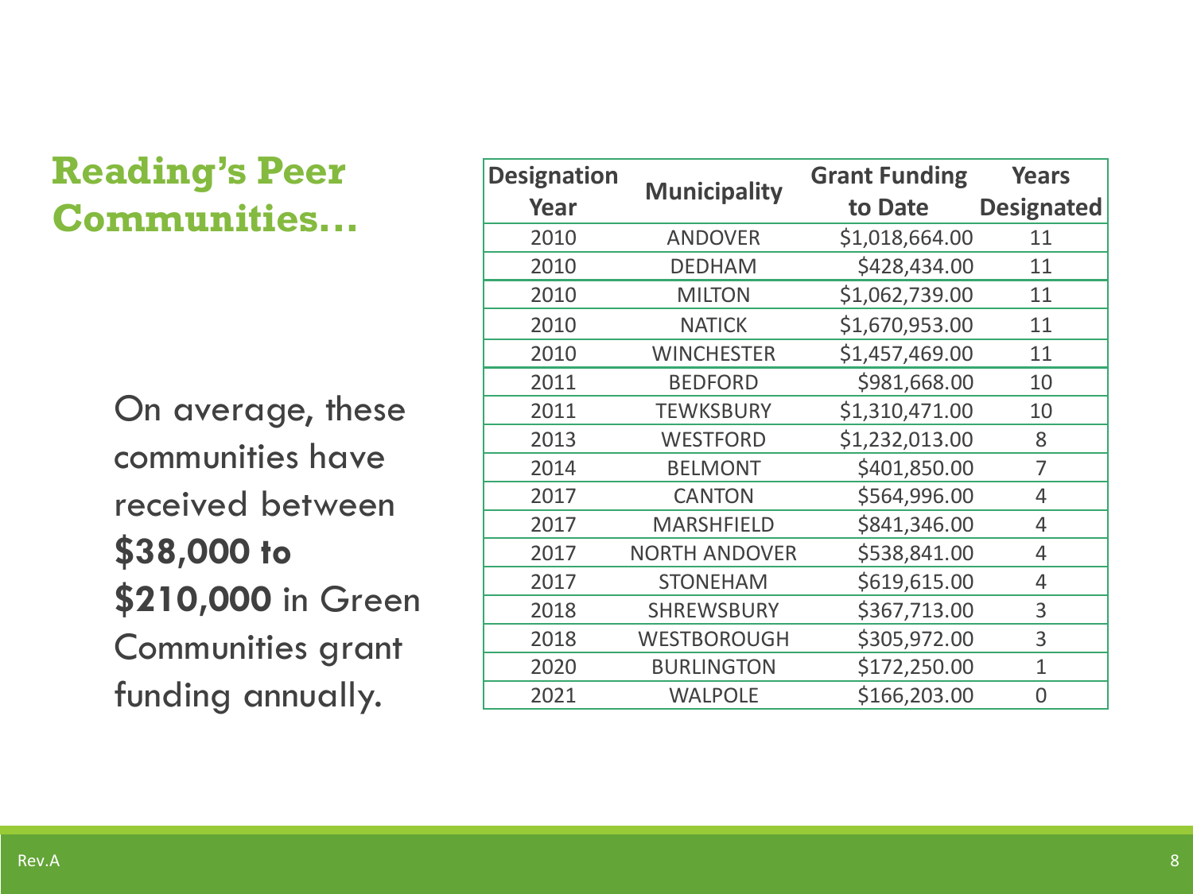## Reading's Peer Communities…

On average, these communities have received between **$38,000 to $210,000** in Green Communities grant funding annually.

| Designation Year | Municipality | Grant Funding to Date | Years Designated |
|---|---|---|---|
| 2010 | ANDOVER | $1,018,664.00 | 11 |
| 2010 | DEDHAM | $428,434.00 | 11 |
| 2010 | MILTON | $1,062,739.00 | 11 |
| 2010 | NATICK | $1,670,953.00 | 11 |
| 2010 | WINCHESTER | $1,457,469.00 | 11 |
| 2011 | BEDFORD | $981,668.00 | 10 |
| 2011 | TEWKSBURY | $1,310,471.00 | 10 |
| 2013 | WESTFORD | $1,232,013.00 | 8 |
| 2014 | BELMONT | $401,850.00 | 7 |
| 2017 | CANTON | $564,996.00 | 4 |
| 2017 | MARSHFIELD | $841,346.00 | 4 |
| 2017 | NORTH ANDOVER | $538,841.00 | 4 |
| 2017 | STONEHAM | $619,615.00 | 4 |
| 2018 | SHREWSBURY | $367,713.00 | 3 |
| 2018 | WESTBOROUGH | $305,972.00 | 3 |
| 2020 | BURLINGTON | $172,250.00 | 1 |
| 2021 | WALPOLE | $166,203.00 | 0 |

Rev.A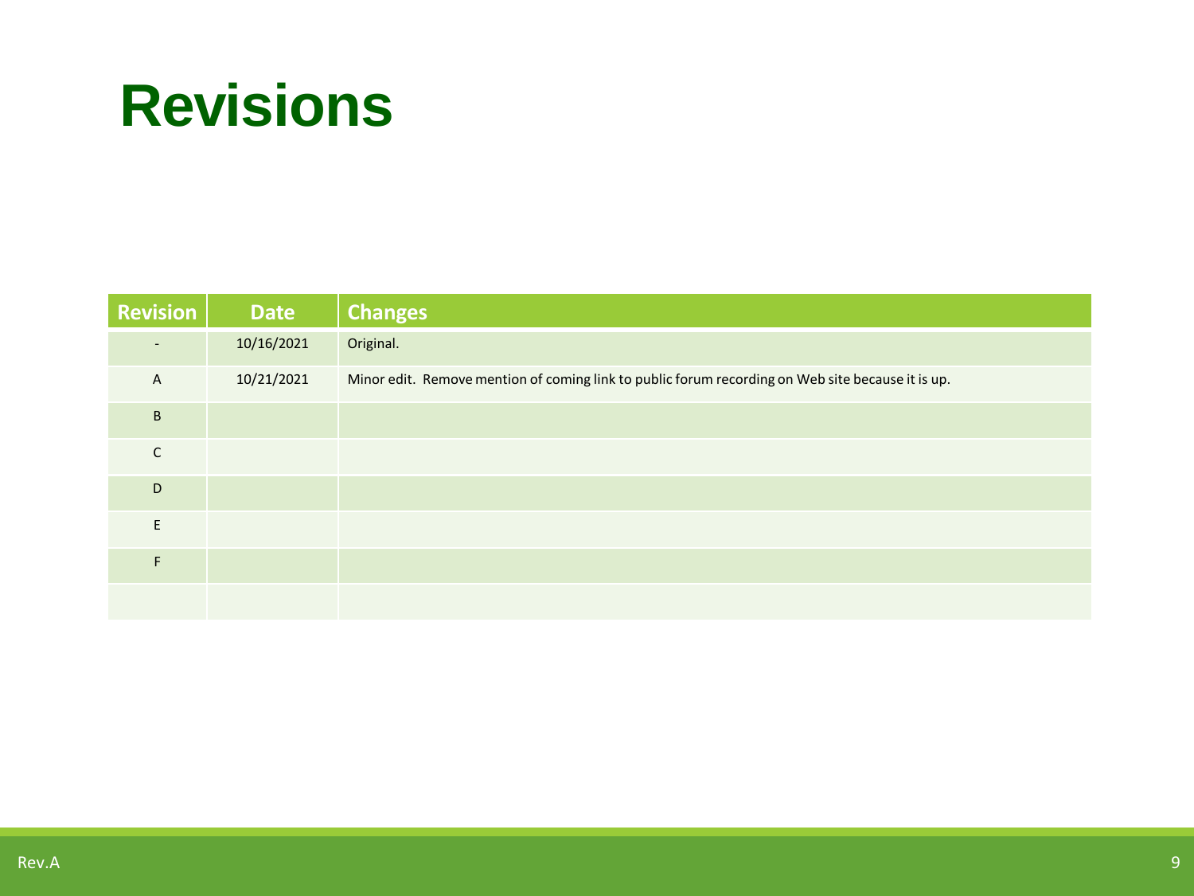# Revisions

| Revision | Date | Changes |
| --- | --- | --- |
| - | 10/16/2021 | Original. |
| A | 10/21/2021 | Minor edit. Remove mention of coming link to public forum recording on Web site because it is up. |
| B | | |
| C | | |
| D | | |
| E | | |
| F | | |
| | | |

Rev.A